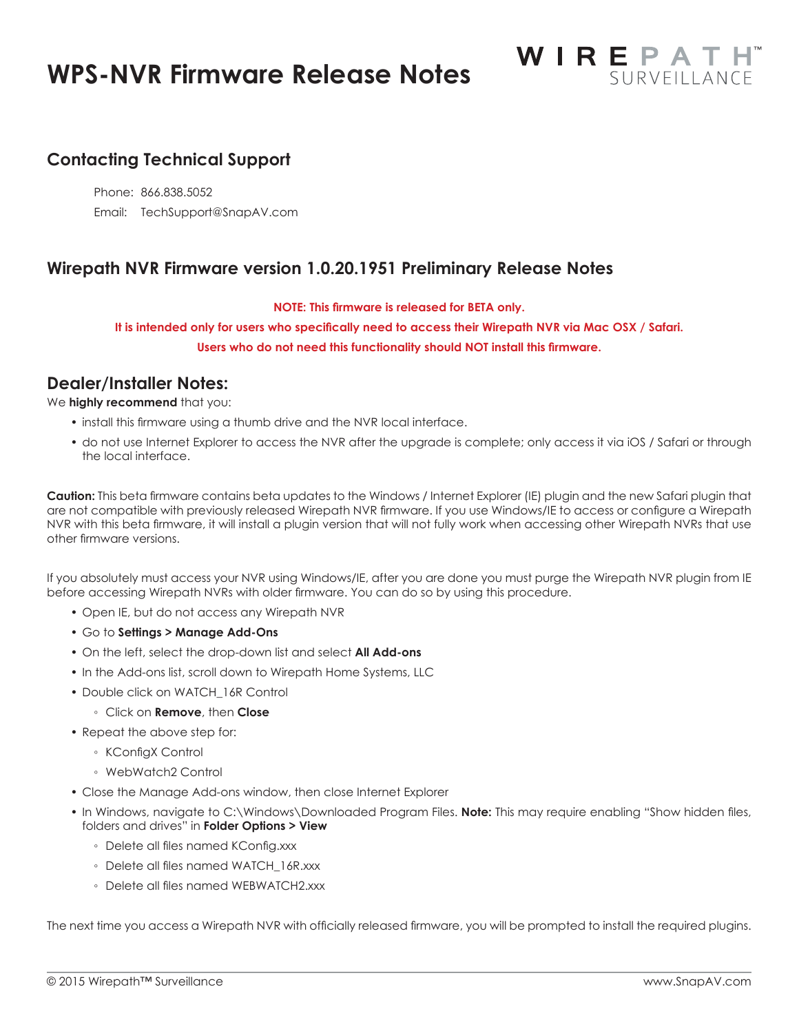# WPS-NVR Firmware Release Notes

WIREPATH™ SURVEILLANCE

## Contacting Technical Support

Phone: 866.838.5052

Email: TechSupport@SnapAV.com

## Wirepath NVR Firmware version 1.0.20.1951 Preliminary Release Notes

**NOTE: This firmware is released for BETA only.**

**It is intended only for users who specifically need to access their Wirepath NVR via Mac OSX / Safari.**

**Users who do not need this functionality should NOT install this firmware.**

## Dealer/Installer Notes:

We **highly recommend** that you:

- install this firmware using a thumb drive and the NVR local interface.
- do not use Internet Explorer to access the NVR after the upgrade is complete; only access it via iOS / Safari or through the local interface.

**Caution:** This beta firmware contains beta updates to the Windows / Internet Explorer (IE) plugin and the new Safari plugin that are not compatible with previously released Wirepath NVR firmware. If you use Windows/IE to access or configure a Wirepath NVR with this beta firmware, it will install a plugin version that will not fully work when accessing other Wirepath NVRs that use other firmware versions.

If you absolutely must access your NVR using Windows/IE, after you are done you must purge the Wirepath NVR plugin from IE before accessing Wirepath NVRs with older firmware. You can do so by using this procedure.

- Open IE, but do not access any Wirepath NVR
- Go to **Settings > Manage Add-Ons**
- On the left, select the drop-down list and select **All Add-ons**
- In the Add-ons list, scroll down to Wirepath Home Systems, LLC
- Double click on WATCH_16R Control
    - Click on **Remove**, then **Close**
- Repeat the above step for:
    - KConfigX Control
    - WebWatch2 Control
- Close the Manage Add-ons window, then close Internet Explorer
- In Windows, navigate to C:\Windows\Downloaded Program Files. **Note:** This may require enabling "Show hidden files, folders and drives" in **Folder Options > View**
    - Delete all files named KConfig.xxx
    - Delete all files named WATCH_16R.xxx
    - Delete all files named WEBWATCH2.xxx

The next time you access a Wirepath NVR with officially released firmware, you will be prompted to install the required plugins.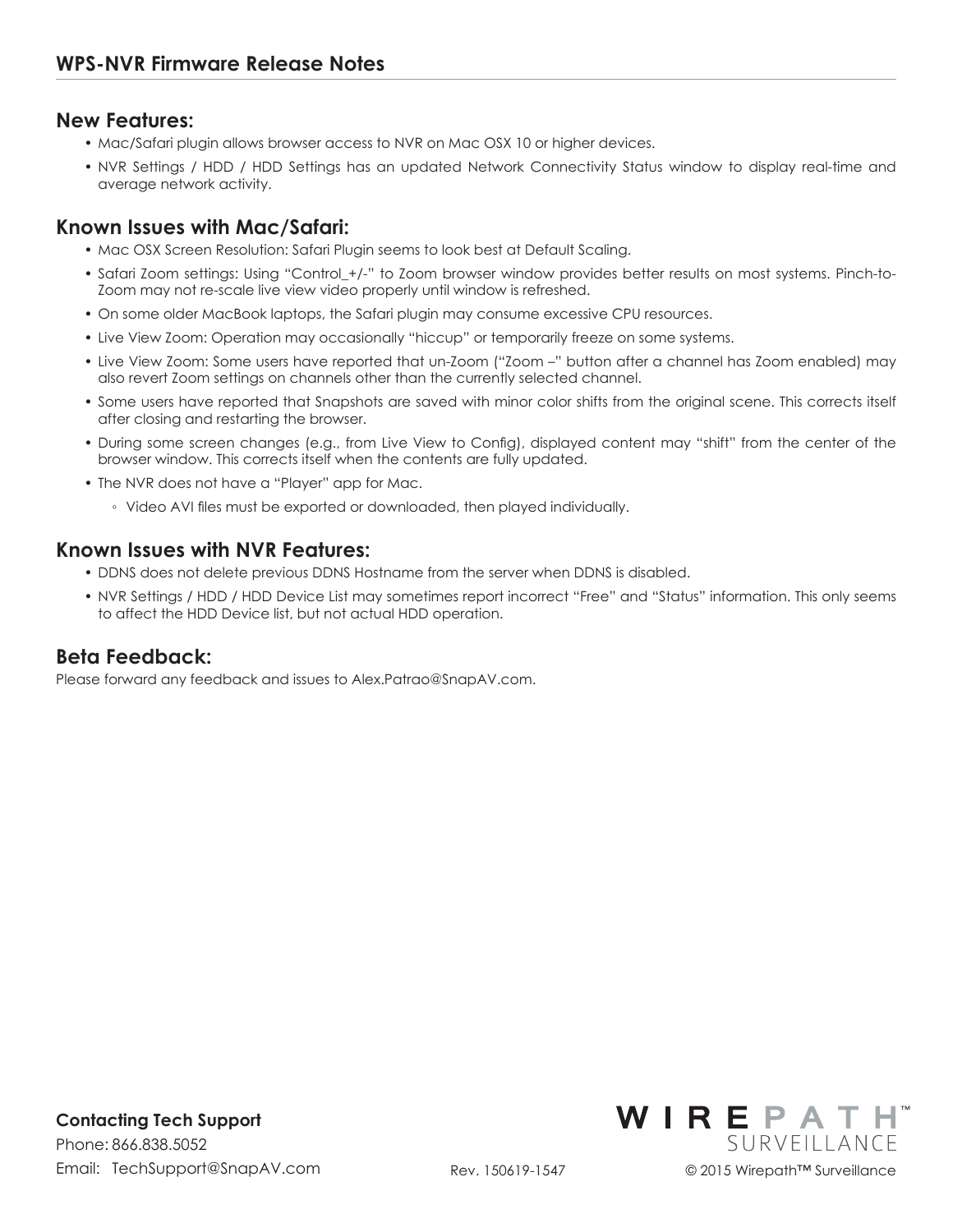## New Features:

- Mac/Safari plugin allows browser access to NVR on Mac OSX 10 or higher devices.
- NVR Settings / HDD / HDD Settings has an updated Network Connectivity Status window to display real-time and average network activity.

## Known Issues with Mac/Safari:

- Mac OSX Screen Resolution: Safari Plugin seems to look best at Default Scaling.
- Safari Zoom settings: Using "Control_+/-" to Zoom browser window provides better results on most systems. Pinch-to-Zoom may not re-scale live view video properly until window is refreshed.
- On some older MacBook laptops, the Safari plugin may consume excessive CPU resources.
- Live View Zoom: Operation may occasionally "hiccup" or temporarily freeze on some systems.
- Live View Zoom: Some users have reported that un-Zoom ("Zoom –" button after a channel has Zoom enabled) may also revert Zoom settings on channels other than the currently selected channel.
- Some users have reported that Snapshots are saved with minor color shifts from the original scene. This corrects itself after closing and restarting the browser.
- During some screen changes (e.g., from Live View to Config), displayed content may "shift" from the center of the browser window. This corrects itself when the contents are fully updated.
- The NVR does not have a "Player" app for Mac.
  - Video AVI files must be exported or downloaded, then played individually.

## Known Issues with NVR Features:

- DDNS does not delete previous DDNS Hostname from the server when DDNS is disabled.
- NVR Settings / HDD / HDD Device List may sometimes report incorrect "Free" and "Status" information. This only seems to affect the HDD Device list, but not actual HDD operation.

## Beta Feedback:

Please forward any feedback and issues to Alex.Patrao@SnapAV.com.

**Contacting Tech Support**

Phone: 866.838.5052

Email: TechSupport@SnapAV.com

Rev. 150619-1547

WIREPATH™ SURVEILLANCE

© 2015 Wirepath™ Surveillance